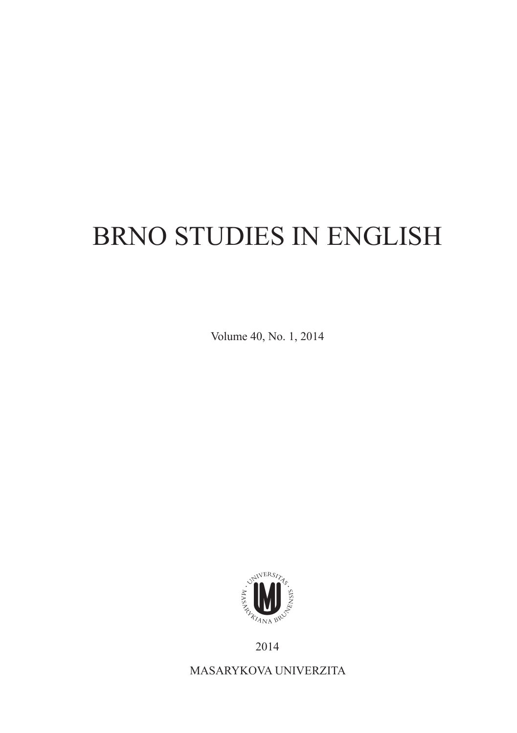# BRNO STUDIES IN ENGLISH

Volume 40, No. 1, 2014

2014

MASARYKOVA UNIVERZITA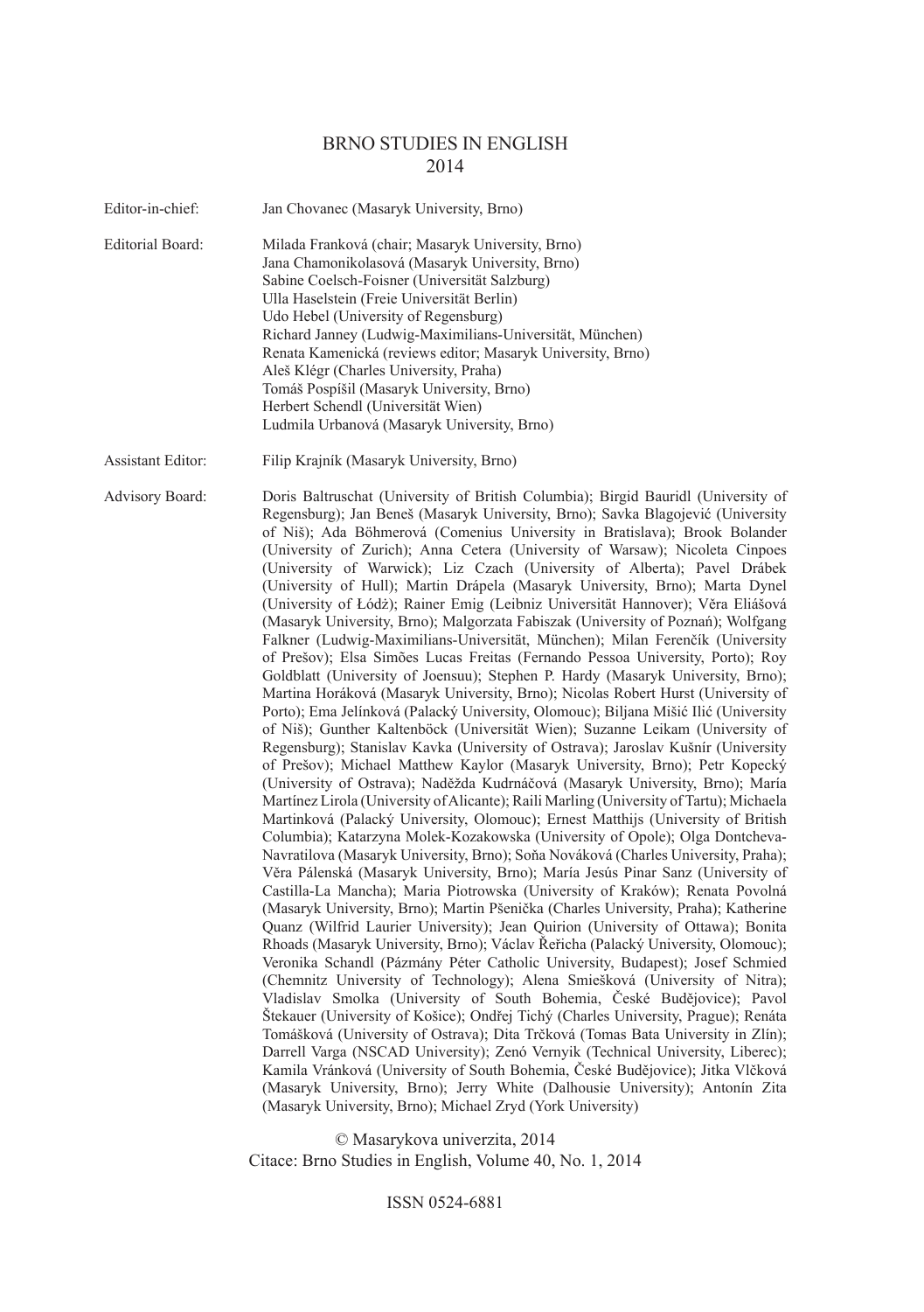# BRNO STUDIES IN ENGLISH 2014

Editor-in-chief: Jan Chovanec (Masaryk University, Brno)

Editorial Board:
Milada Franková (chair; Masaryk University, Brno)
Jana Chamonikolasová (Masaryk University, Brno)
Sabine Coelsch-Foisner (Universität Salzburg)
Ulla Haselstein (Freie Universität Berlin)
Udo Hebel (University of Regensburg)
Richard Janney (Ludwig-Maximilians-Universität, München)
Renata Kamenická (reviews editor; Masaryk University, Brno)
Aleš Klégr (Charles University, Praha)
Tomáš Pospíšil (Masaryk University, Brno)
Herbert Schendl (Universität Wien)
Ludmila Urbanová (Masaryk University, Brno)

Assistant Editor: Filip Krajník (Masaryk University, Brno)

Advisory Board: Doris Baltruschat (University of British Columbia); Birgid Bauridl (University of Regensburg); Jan Beneš (Masaryk University, Brno); Savka Blagojević (University of Niš); Ada Böhmerová (Comenius University in Bratislava); Brook Bolander (University of Zurich); Anna Cetera (University of Warsaw); Nicoleta Cinpoes (University of Warwick); Liz Czach (University of Alberta); Pavel Drábek (University of Hull); Martin Drápela (Masaryk University, Brno); Marta Dynel (University of Łódź); Rainer Emig (Leibniz Universität Hannover); Věra Eliášová (Masaryk University, Brno); Malgorzata Fabiszak (University of Poznań); Wolfgang Falkner (Ludwig-Maximilians-Universität, München); Milan Ferenčík (University of Prešov); Elsa Simões Lucas Freitas (Fernando Pessoa University, Porto); Roy Goldblatt (University of Joensuu); Stephen P. Hardy (Masaryk University, Brno); Martina Horáková (Masaryk University, Brno); Nicolas Robert Hurst (University of Porto); Ema Jelínková (Palacký University, Olomouc); Biljana Mišić Ilić (University of Niš); Gunther Kaltenböck (Universität Wien); Suzanne Leikam (University of Regensburg); Stanislav Kavka (University of Ostrava); Jaroslav Kušnír (University of Prešov); Michael Matthew Kaylor (Masaryk University, Brno); Petr Kopecký (University of Ostrava); Naděžda Kudrnáčová (Masaryk University, Brno); María Martínez Lirola (University of Alicante); Raili Marling (University of Tartu); Michaela Martinková (Palacký University, Olomouc); Ernest Matthijs (University of British Columbia); Katarzyna Molek-Kozakowska (University of Opole); Olga Dontcheva-Navratilova (Masaryk University, Brno); Soňa Nováková (Charles University, Praha); Věra Pálenská (Masaryk University, Brno); María Jesús Pinar Sanz (University of Castilla-La Mancha); Maria Piotrowska (University of Kraków); Renata Povolná (Masaryk University, Brno); Martin Pšenička (Charles University, Praha); Katherine Quanz (Wilfrid Laurier University); Jean Quirion (University of Ottawa); Bonita Rhoads (Masaryk University, Brno); Václav Řeřicha (Palacký University, Olomouc); Veronika Schandl (Pázmány Péter Catholic University, Budapest); Josef Schmied (Chemnitz University of Technology); Alena Smiešková (University of Nitra); Vladislav Smolka (University of South Bohemia, České Budějovice); Pavol Štekauer (University of Košice); Ondřej Tichý (Charles University, Prague); Renáta Tomášková (University of Ostrava); Dita Trčková (Tomas Bata University in Zlín); Darrell Varga (NSCAD University); Zenó Vernyik (Technical University, Liberec); Kamila Vránková (University of South Bohemia, České Budějovice); Jitka Vlčková (Masaryk University, Brno); Jerry White (Dalhousie University); Antonín Zita (Masaryk University, Brno); Michael Zryd (York University)

© Masarykova univerzita, 2014
Citace: Brno Studies in English, Volume 40, No. 1, 2014

ISSN 0524-6881